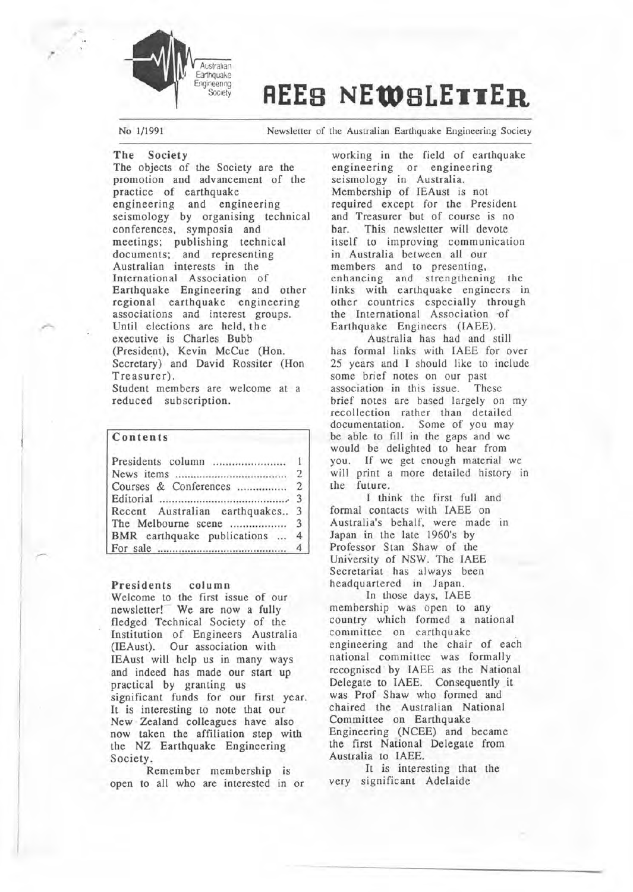# AEES NEWSLETTER

No 1/1991 — Newsletter of the Australian Earthquake Engineering Society

### The Society

The objects of the Society are the promotion and advancement of the practice of earthquake engineering and engineering seismology by organising technical conferences, symposia and meetings; publishing technical documents; and representing Australian interests in the International Association of Earthquake Engineering and other regional earthquake engineering associations and interest groups. Until elections are held, the executive is Charles Bubb (President), Kevin McCue (Hon. Secretary) and David Rossiter (Hon Treasurer).

Student members are welcome at a reduced subscription.

### Contents

| | |
|---|---|
| Presidents column | 1 |
| News items | 2 |
| Courses & Conferences | 2 |
| Editorial | 3 |
| Recent Australian earthquakes.. | 3 |
| The Melbourne scene | 3 |
| BMR earthquake publications ... | 4 |
| For sale | 4 |

### Presidents column

Welcome to the first issue of our newsletter! We are now a fully fledged Technical Society of the Institution of Engineers Australia (IEAust). Our association with IEAust will help us in many ways and indeed has made our start up practical by granting us significant funds for our first year. It is interesting to note that our New Zealand colleagues have also now taken the affiliation step with the NZ Earthquake Engineering Society.

Remember membership is open to all who are interested in or working in the field of earthquake engineering or engineering seismology in Australia. Membership of IEAust is not required except for the President and Treasurer but of course is no bar. This newsletter will devote itself to improving communication in Australia between all our members and to presenting, enhancing and strengthening the links with earthquake engineers in other countries especially through the International Association of Earthquake Engineers (IAEE).

Australia has had and still has formal links with IAEE for over 25 years and I should like to include some brief notes on our past association in this issue. These brief notes are based largely on my recollection rather than detailed documentation. Some of you may be able to fill in the gaps and we would be delighted to hear from you. If we get enough material we will print a more detailed history in the future.

I think the first full and formal contacts with IAEE on Australia's behalf, were made in Japan in the late 1960's by Professor Stan Shaw of the University of NSW. The IAEE Secretariat has always been headquartered in Japan.

In those days, IAEE membership was open to any country which formed a national committee on earthquake engineering and the chair of each national committee was formally recognised by IAEE as the National Delegate to IAEE. Consequently it was Prof Shaw who formed and chaired the Australian National Committee on Earthquake Engineering (NCEE) and became the first National Delegate from Australia to IAEE.

It is interesting that the very significant Adelaide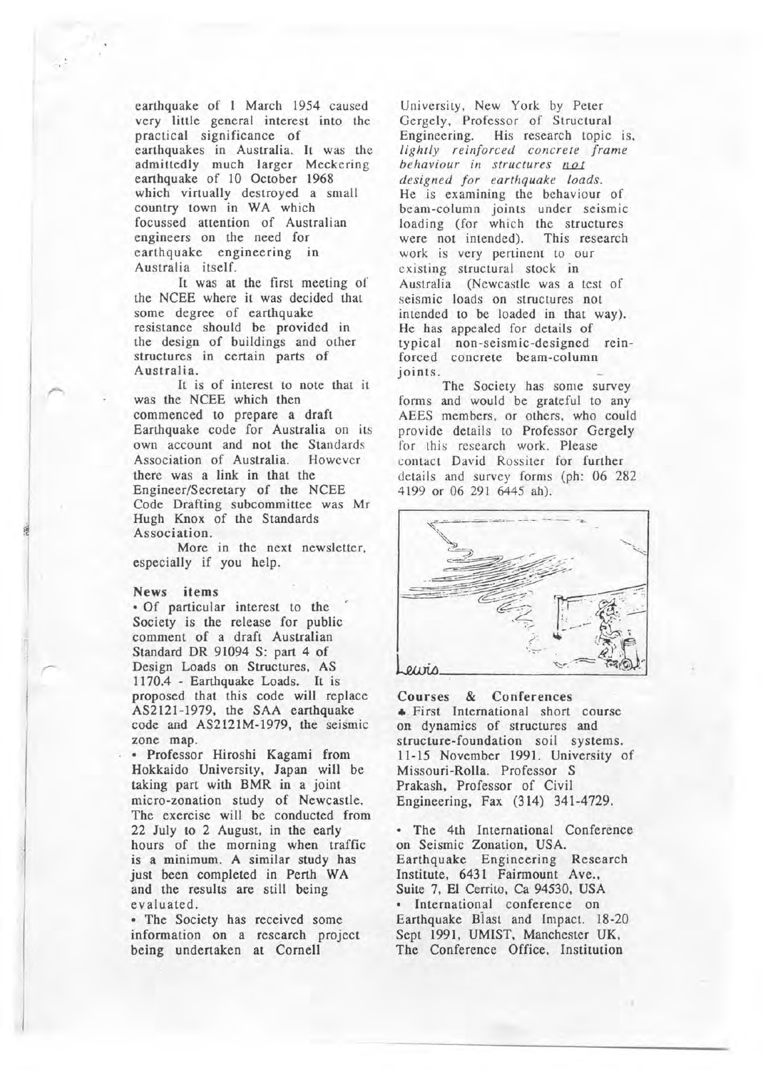earthquake of 1 March 1954 caused very little general interest into the practical significance of earthquakes in Australia. It was the admittedly much larger Meckering earthquake of 10 October 1968 which virtually destroyed a small country town in WA which focussed attention of Australian engineers on the need for earthquake engineering in Australia itself.

It was at the first meeting of the NCEE where it was decided that some degree of earthquake resistance should be provided in the design of buildings and other structures in certain parts of Australia.

It is of interest to note that it was the NCEE which then commenced to prepare a draft Earthquake code for Australia on its own account and not the Standards Association of Australia. However there was a link in that the Engineer/Secretary of the NCEE Code Drafting subcommittee was Mr Hugh Knox of the Standards Association.

More in the next newsletter, especially if you help.

## News items

- Of particular interest to the Society is the release for public comment of a draft Australian Standard DR 91094 S: part 4 of Design Loads on Structures, AS 1170.4 - Earthquake Loads. It is proposed that this code will replace AS2121-1979, the SAA earthquake code and AS2121M-1979, the seismic zone map.
- Professor Hiroshi Kagami from Hokkaido University, Japan will be taking part with BMR in a joint micro-zonation study of Newcastle. The exercise will be conducted from 22 July to 2 August, in the early hours of the morning when traffic is a minimum. A similar study has just been completed in Perth WA and the results are still being evaluated.
- The Society has received some information on a research project being undertaken at Cornell University, New York by Peter Gergely, Professor of Structural Engineering. His research topic is, *lightly reinforced concrete frame behaviour in structures not designed for earthquake loads.* He is examining the behaviour of beam-column joints under seismic loading (for which the structures were not intended). This research work is very pertinent to our existing structural stock in Australia (Newcastle was a test of seismic loads on structures not intended to be loaded in that way). He has appealed for details of typical non-seismic-designed reinforced concrete beam-column joints.

The Society has some survey forms and would be grateful to any AEES members, or others, who could provide details to Professor Gergely for this research work. Please contact David Rossiter for further details and survey forms (ph: 06 282 4199 or 06 291 6445 ah).

## Courses & Conferences

- First International short course on dynamics of structures and structure-foundation soil systems. 11-15 November 1991. University of Missouri-Rolla. Professor S Prakash, Professor of Civil Engineering, Fax (314) 341-4729.
- The 4th International Conference on Seismic Zonation, USA. Earthquake Engineering Research Institute, 6431 Fairmount Ave., Suite 7, El Cerrito, Ca 94530, USA
- International conference on Earthquake Blast and Impact. 18-20 Sept 1991, UMIST, Manchester UK, The Conference Office, Institution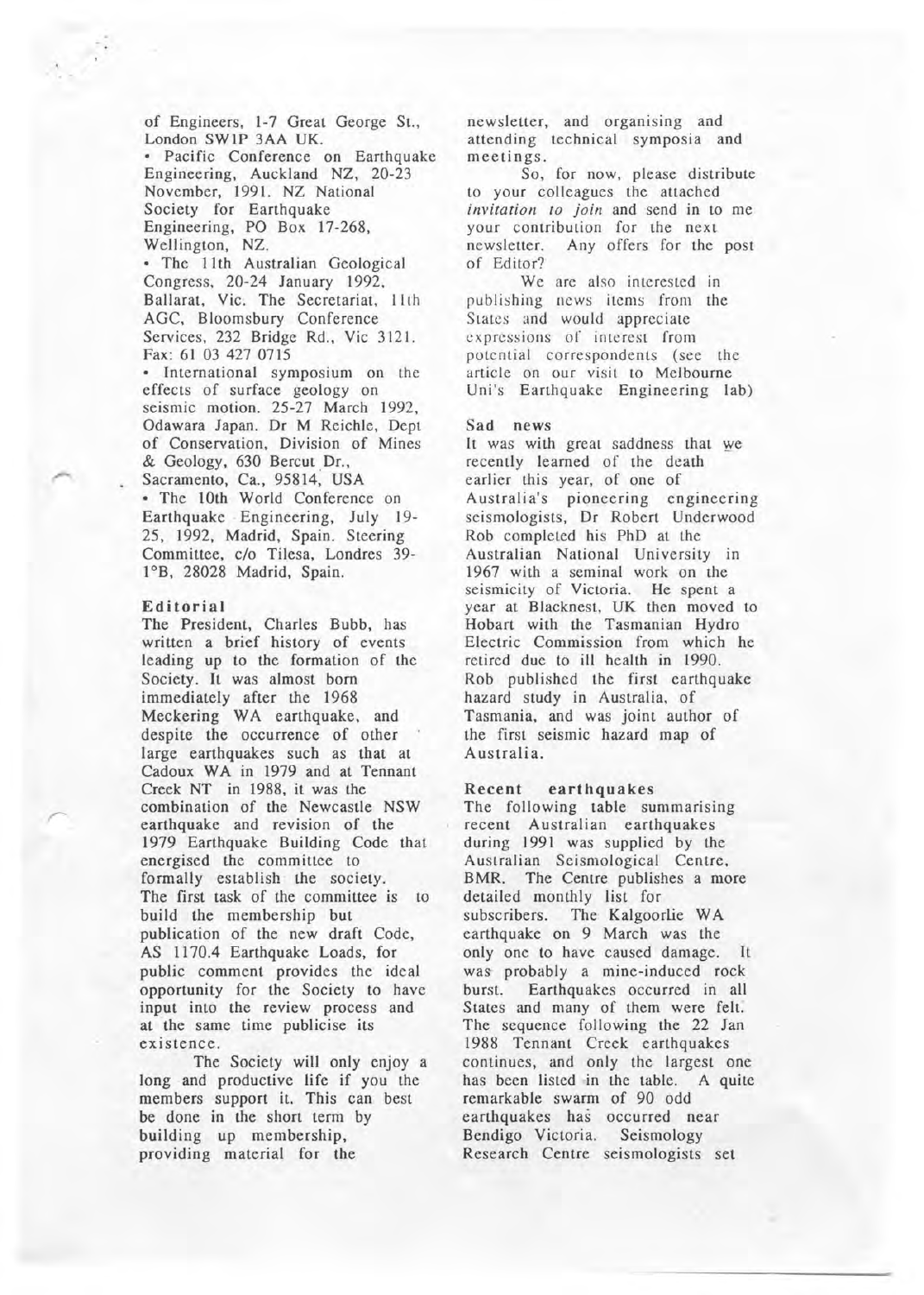of Engineers, 1-7 Great George St., London SW1P 3AA UK.

- Pacific Conference on Earthquake Engineering, Auckland NZ, 20-23 November, 1991. NZ National Society for Earthquake Engineering, PO Box 17-268, Wellington, NZ.
- The 11th Australian Geological Congress, 20-24 January 1992, Ballarat, Vic. The Secretariat, 11th AGC, Bloomsbury Conference Services, 232 Bridge Rd., Vic 3121. Fax: 61 03 427 0715
- International symposium on the effects of surface geology on seismic motion. 25-27 March 1992, Odawara Japan. Dr M Reichle, Dept of Conservation, Division of Mines & Geology, 630 Bercut Dr., Sacramento, Ca., 95814, USA
- The 10th World Conference on Earthquake Engineering, July 19-25, 1992, Madrid, Spain. Steering Committee, c/o Tilesa, Londres 39-1°B, 28028 Madrid, Spain.

### Editorial

The President, Charles Bubb, has written a brief history of events leading up to the formation of the Society. It was almost born immediately after the 1968 Meckering WA earthquake, and despite the occurrence of other large earthquakes such as that at Cadoux WA in 1979 and at Tennant Creek NT in 1988, it was the combination of the Newcastle NSW earthquake and revision of the 1979 Earthquake Building Code that energised the committee to formally establish the society. The first task of the committee is to build the membership but publication of the new draft Code, AS 1170.4 Earthquake Loads, for public comment provides the ideal opportunity for the Society to have input into the review process and at the same time publicise its existence.

The Society will only enjoy a long and productive life if you the members support it. This can best be done in the short term by building up membership, providing material for the newsletter, and organising and attending technical symposia and meetings.

So, for now, please distribute to your colleagues the attached *invitation to join* and send in to me your contribution for the next newsletter. Any offers for the post of Editor?

We are also interested in publishing news items from the States and would appreciate expressions of interest from potential correspondents (see the article on our visit to Melbourne Uni's Earthquake Engineering lab)

### Sad news

It was with great saddness that we recently learned of the death earlier this year, of one of Australia's pioneering engineering seismologists, Dr Robert Underwood. Rob completed his PhD at the Australian National University in 1967 with a seminal work on the seismicity of Victoria. He spent a year at Blacknest, UK then moved to Hobart with the Tasmanian Hydro Electric Commission from which he retired due to ill health in 1990. Rob published the first earthquake hazard study in Australia, of Tasmania, and was joint author of the first seismic hazard map of Australia.

### Recent earthquakes

The following table summarising recent Australian earthquakes during 1991 was supplied by the Australian Seismological Centre, BMR. The Centre publishes a more detailed monthly list for subscribers. The Kalgoorlie WA earthquake on 9 March was the only one to have caused damage. It was probably a mine-induced rock burst. Earthquakes occurred in all States and many of them were felt. The sequence following the 22 Jan 1988 Tennant Creek earthquakes continues, and only the largest one has been listed in the table. A quite remarkable swarm of 90 odd earthquakes has occurred near Bendigo Victoria. Seismology Research Centre seismologists set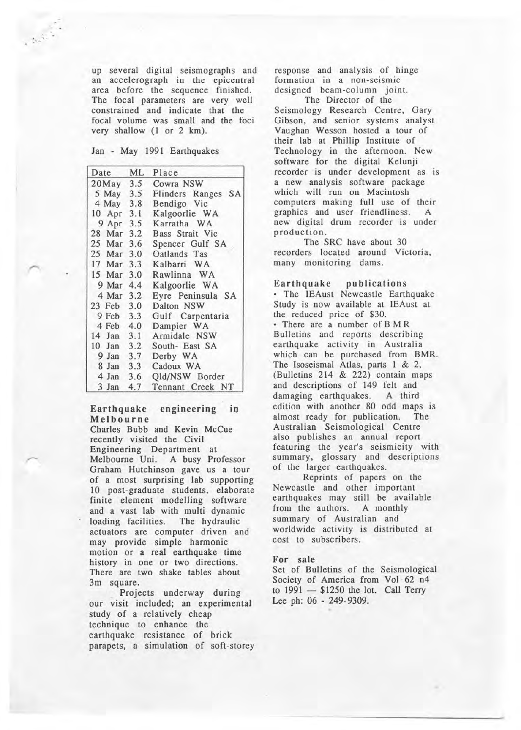up several digital seismographs and an accelerograph in the epicentral area before the sequence finished. The focal parameters are very well constrained and indicate that the focal volume was small and the foci very shallow (1 or 2 km).

Jan - May 1991 Earthquakes

| Date | ML | Place |
|---|---|---|
| 20May | 3.5 | Cowra NSW |
| 5 May | 3.5 | Flinders Ranges SA |
| 4 May | 3.8 | Bendigo Vic |
| 10 Apr | 3.1 | Kalgoorlie WA |
| 9 Apr | 3.5 | Karratha WA |
| 28 Mar | 3.2 | Bass Strait Vic |
| 25 Mar | 3.6 | Spencer Gulf SA |
| 25 Mar | 3.0 | Oatlands Tas |
| 17 Mar | 3.3 | Kalbarri WA |
| 15 Mar | 3.0 | Rawlinna WA |
| 9 Mar | 4.4 | Kalgoorlie WA |
| 4 Mar | 3.2 | Eyre Peninsula SA |
| 23 Feb | 3.0 | Dalton NSW |
| 9 Feb | 3.3 | Gulf Carpentaria |
| 4 Feb | 4.0 | Dampier WA |
| 14 Jan | 3.1 | Armidale NSW |
| 10 Jan | 3.2 | South- East SA |
| 9 Jan | 3.7 | Derby WA |
| 8 Jan | 3.3 | Cadoux WA |
| 4 Jan | 3.6 | Qld/NSW Border |
| 3 Jan | 4.7 | Tennant Creek NT |

### Earthquake engineering in Melbourne

Charles Bubb and Kevin McCue recently visited the Civil Engineering Department at Melbourne Uni. A busy Professor Graham Hutchinson gave us a tour of a most surprising lab supporting 10 post-graduate students, elaborate finite element modelling software and a vast lab with multi dynamic loading facilities. The hydraulic actuators are computer driven and may provide simple harmonic motion or a real earthquake time history in one or two directions. There are two shake tables about 3m square.

Projects underway during our visit included; an experimental study of a relatively cheap technique to enhance the earthquake resistance of brick parapets, a simulation of soft-storey response and analysis of hinge formation in a non-seismic designed beam-column joint.

The Director of the Seismology Research Centre, Gary Gibson, and senior systems analyst Vaughan Wesson hosted a tour of their lab at Phillip Institute of Technology in the afternoon. New software for the digital Kelunji recorder is under development as is a new analysis software package which will run on Macintosh computers making full use of their graphics and user friendliness. A new digital drum recorder is under production.

The SRC have about 30 recorders located around Victoria, many monitoring dams.

### Earthquake publications

- The IEAust Newcastle Earthquake Study is now available at IEAust at the reduced price of $30.
- There are a number of BMR Bulletins and reports describing earthquake activity in Australia which can be purchased from BMR. The Isoseismal Atlas, parts 1 & 2, (Bulletins 214 & 222) contain maps and descriptions of 149 felt and damaging earthquakes. A third edition with another 80 odd maps is almost ready for publication. The Australian Seismological Centre also publishes an annual report featuring the year's seismicity with summary, glossary and descriptions of the larger earthquakes.

Reprints of papers on the Newcastle and other important earthquakes may still be available from the authors. A monthly summary of Australian and worldwide activity is distributed at cost to subscribers.

### For sale

Set of Bulletins of the Seismological Society of America from Vol 62 n4 to 1991 — $1250 the lot. Call Terry Lee ph: 06 - 249-9309.